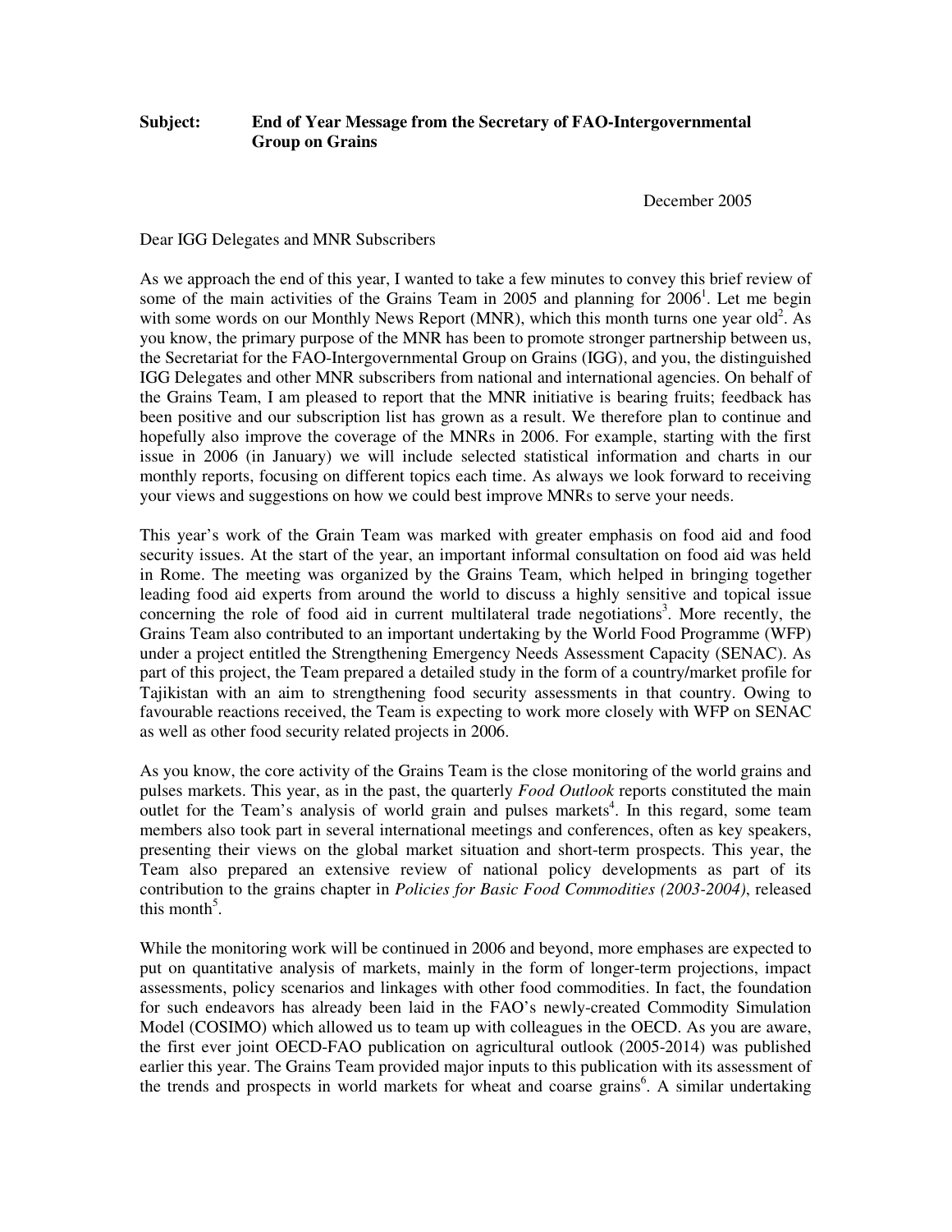**Subject: End of Year Message from the Secretary of FAO-Intergovernmental Group on Grains**

December 2005

Dear IGG Delegates and MNR Subscribers

As we approach the end of this year, I wanted to take a few minutes to convey this brief review of some of the main activities of the Grains Team in 2005 and planning for 2006[1]. Let me begin with some words on our Monthly News Report (MNR), which this month turns one year old[2]. As you know, the primary purpose of the MNR has been to promote stronger partnership between us, the Secretariat for the FAO-Intergovernmental Group on Grains (IGG), and you, the distinguished IGG Delegates and other MNR subscribers from national and international agencies. On behalf of the Grains Team, I am pleased to report that the MNR initiative is bearing fruits; feedback has been positive and our subscription list has grown as a result. We therefore plan to continue and hopefully also improve the coverage of the MNRs in 2006. For example, starting with the first issue in 2006 (in January) we will include selected statistical information and charts in our monthly reports, focusing on different topics each time. As always we look forward to receiving your views and suggestions on how we could best improve MNRs to serve your needs.

This year's work of the Grain Team was marked with greater emphasis on food aid and food security issues. At the start of the year, an important informal consultation on food aid was held in Rome. The meeting was organized by the Grains Team, which helped in bringing together leading food aid experts from around the world to discuss a highly sensitive and topical issue concerning the role of food aid in current multilateral trade negotiations[3]. More recently, the Grains Team also contributed to an important undertaking by the World Food Programme (WFP) under a project entitled the Strengthening Emergency Needs Assessment Capacity (SENAC). As part of this project, the Team prepared a detailed study in the form of a country/market profile for Tajikistan with an aim to strengthening food security assessments in that country. Owing to favourable reactions received, the Team is expecting to work more closely with WFP on SENAC as well as other food security related projects in 2006.

As you know, the core activity of the Grains Team is the close monitoring of the world grains and pulses markets. This year, as in the past, the quarterly *Food Outlook* reports constituted the main outlet for the Team's analysis of world grain and pulses markets[4]. In this regard, some team members also took part in several international meetings and conferences, often as key speakers, presenting their views on the global market situation and short-term prospects. This year, the Team also prepared an extensive review of national policy developments as part of its contribution to the grains chapter in *Policies for Basic Food Commodities (2003-2004)*, released this month[5].

While the monitoring work will be continued in 2006 and beyond, more emphases are expected to put on quantitative analysis of markets, mainly in the form of longer-term projections, impact assessments, policy scenarios and linkages with other food commodities. In fact, the foundation for such endeavors has already been laid in the FAO's newly-created Commodity Simulation Model (COSIMO) which allowed us to team up with colleagues in the OECD. As you are aware, the first ever joint OECD-FAO publication on agricultural outlook (2005-2014) was published earlier this year. The Grains Team provided major inputs to this publication with its assessment of the trends and prospects in world markets for wheat and coarse grains[6]. A similar undertaking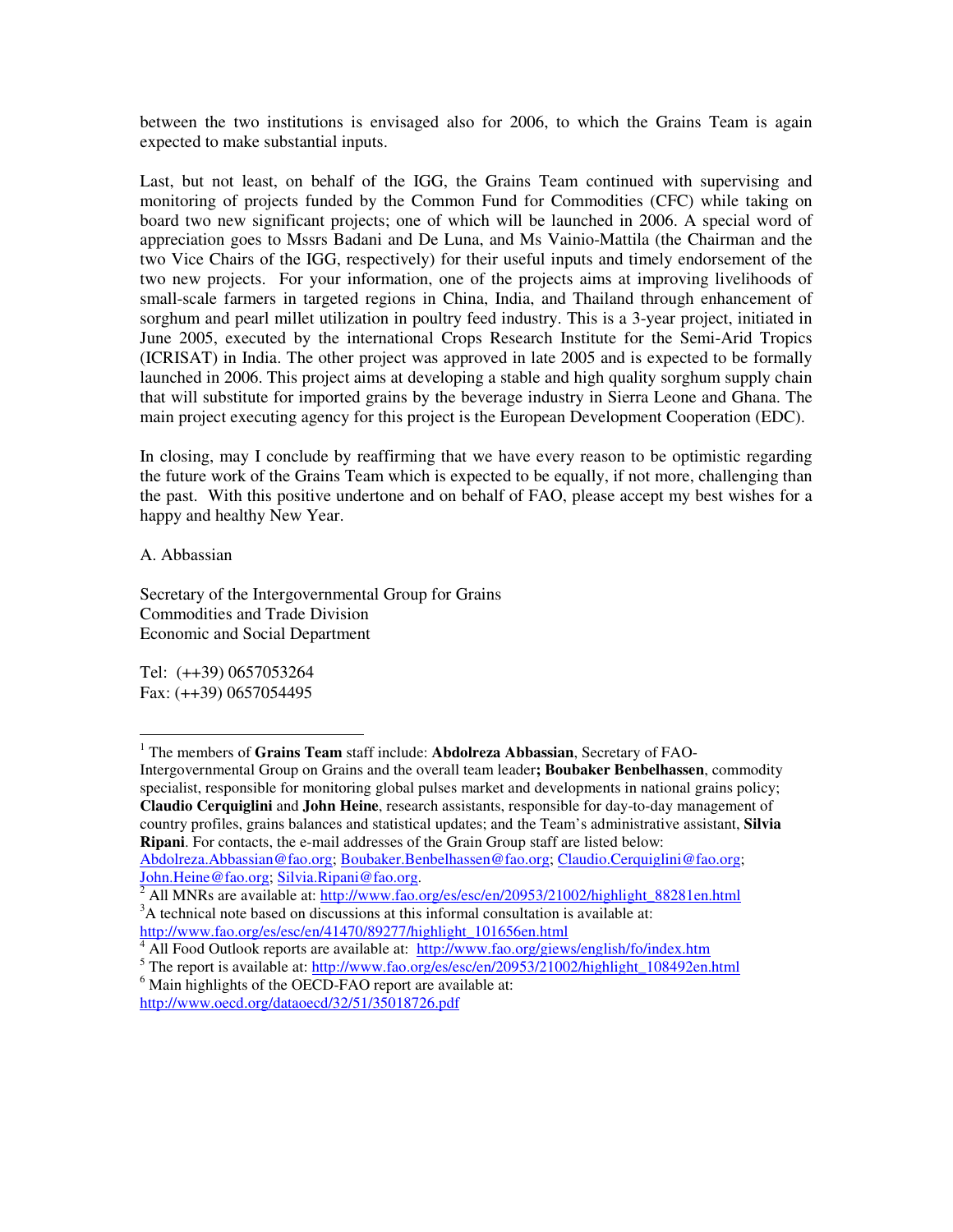between the two institutions is envisaged also for 2006, to which the Grains Team is again expected to make substantial inputs.

Last, but not least, on behalf of the IGG, the Grains Team continued with supervising and monitoring of projects funded by the Common Fund for Commodities (CFC) while taking on board two new significant projects; one of which will be launched in 2006. A special word of appreciation goes to Mssrs Badani and De Luna, and Ms Vainio-Mattila (the Chairman and the two Vice Chairs of the IGG, respectively) for their useful inputs and timely endorsement of the two new projects. For your information, one of the projects aims at improving livelihoods of small-scale farmers in targeted regions in China, India, and Thailand through enhancement of sorghum and pearl millet utilization in poultry feed industry. This is a 3-year project, initiated in June 2005, executed by the international Crops Research Institute for the Semi-Arid Tropics (ICRISAT) in India. The other project was approved in late 2005 and is expected to be formally launched in 2006. This project aims at developing a stable and high quality sorghum supply chain that will substitute for imported grains by the beverage industry in Sierra Leone and Ghana. The main project executing agency for this project is the European Development Cooperation (EDC).

In closing, may I conclude by reaffirming that we have every reason to be optimistic regarding the future work of the Grains Team which is expected to be equally, if not more, challenging than the past. With this positive undertone and on behalf of FAO, please accept my best wishes for a happy and healthy New Year.

A. Abbassian

Secretary of the Intergovernmental Group for Grains
Commodities and Trade Division
Economic and Social Department

Tel: (++39) 0657053264
Fax: (++39) 0657054495

---

[1] The members of **Grains Team** staff include: **Abdolreza Abbassian**, Secretary of FAO-Intergovernmental Group on Grains and the overall team leader**; Boubaker Benbelhassen**, commodity specialist, responsible for monitoring global pulses market and developments in national grains policy; **Claudio Cerquiglini** and **John Heine**, research assistants, responsible for day-to-day management of country profiles, grains balances and statistical updates; and the Team's administrative assistant, **Silvia Ripani**. For contacts, the e-mail addresses of the Grain Group staff are listed below: Abdolreza.Abbassian@fao.org; Boubaker.Benbelhassen@fao.org; Claudio.Cerquiglini@fao.org; John.Heine@fao.org; Silvia.Ripani@fao.org.

[2] All MNRs are available at: http://www.fao.org/es/esc/en/20953/21002/highlight_88281en.html

[3] A technical note based on discussions at this informal consultation is available at: http://www.fao.org/es/esc/en/41470/89277/highlight_101656en.html

[4] All Food Outlook reports are available at: http://www.fao.org/giews/english/fo/index.htm

[5] The report is available at: http://www.fao.org/es/esc/en/20953/21002/highlight_108492en.html

[6] Main highlights of the OECD-FAO report are available at: http://www.oecd.org/dataoecd/32/51/35018726.pdf